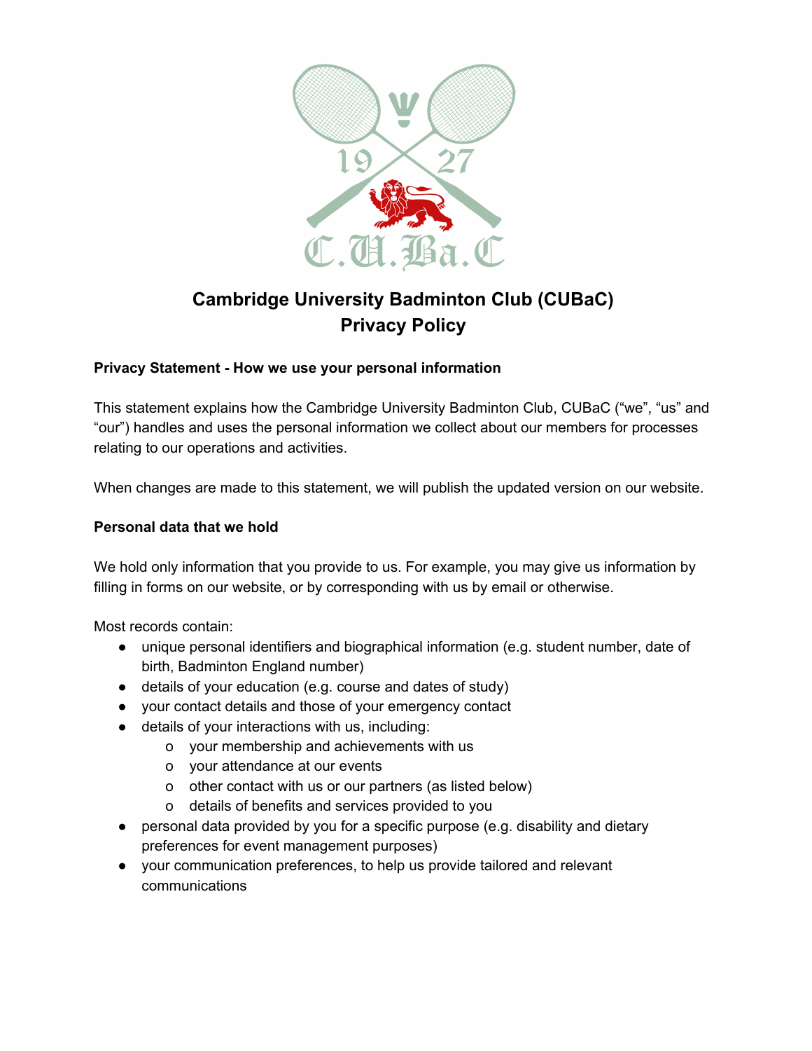# Cambridge University Badminton Club (CUBaC)
# Privacy Policy

**Privacy Statement - How we use your personal information**

This statement explains how the Cambridge University Badminton Club, CUBaC ("we", "us" and "our") handles and uses the personal information we collect about our members for processes relating to our operations and activities.

When changes are made to this statement, we will publish the updated version on our website.

**Personal data that we hold**

We hold only information that you provide to us. For example, you may give us information by filling in forms on our website, or by corresponding with us by email or otherwise.

Most records contain:

- unique personal identifiers and biographical information (e.g. student number, date of birth, Badminton England number)
- details of your education (e.g. course and dates of study)
- your contact details and those of your emergency contact
- details of your interactions with us, including:
  - your membership and achievements with us
  - your attendance at our events
  - other contact with us or our partners (as listed below)
  - details of benefits and services provided to you
- personal data provided by you for a specific purpose (e.g. disability and dietary preferences for event management purposes)
- your communication preferences, to help us provide tailored and relevant communications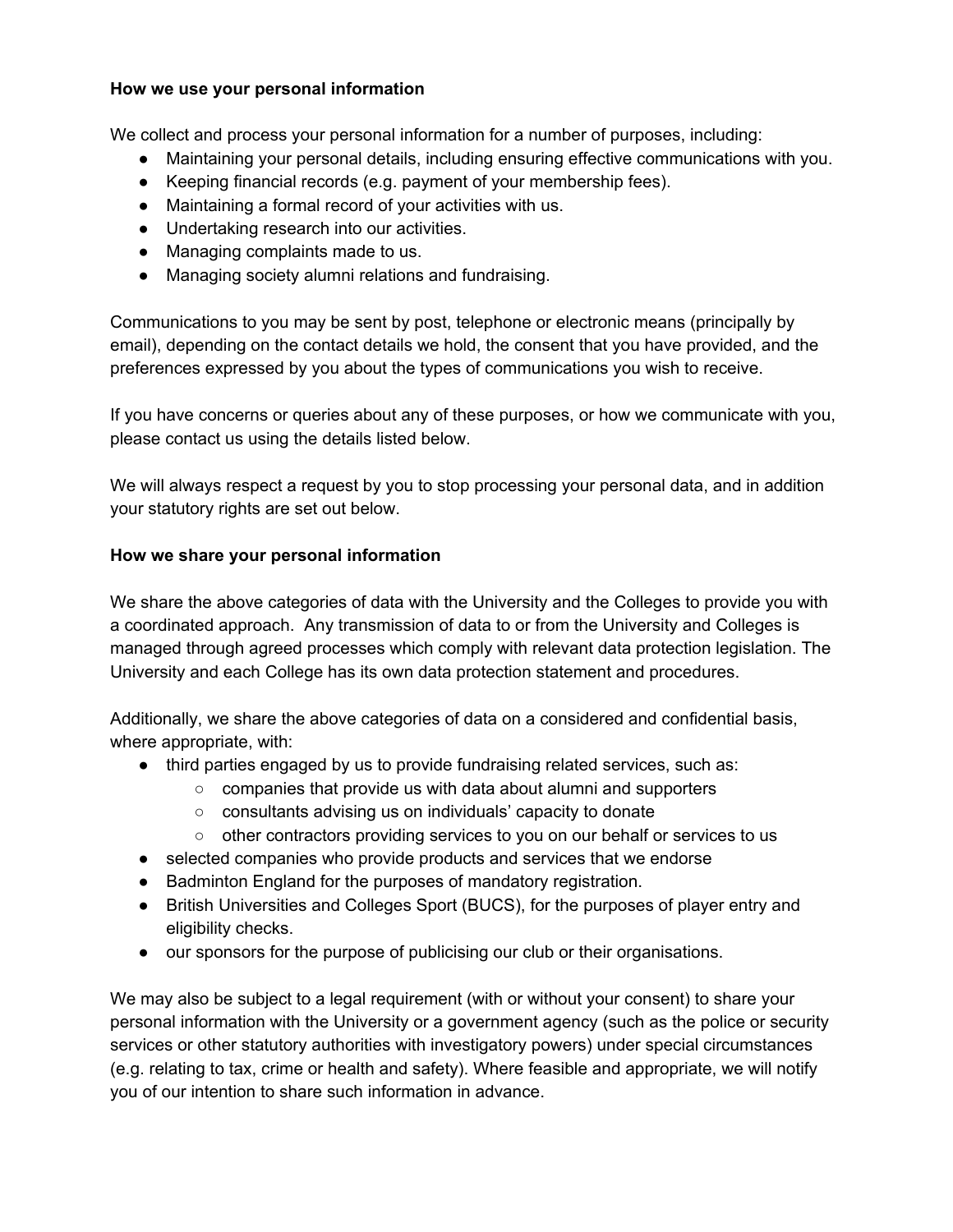**How we use your personal information**

We collect and process your personal information for a number of purposes, including:

- Maintaining your personal details, including ensuring effective communications with you.
- Keeping financial records (e.g. payment of your membership fees).
- Maintaining a formal record of your activities with us.
- Undertaking research into our activities.
- Managing complaints made to us.
- Managing society alumni relations and fundraising.

Communications to you may be sent by post, telephone or electronic means (principally by email), depending on the contact details we hold, the consent that you have provided, and the preferences expressed by you about the types of communications you wish to receive.

If you have concerns or queries about any of these purposes, or how we communicate with you, please contact us using the details listed below.

We will always respect a request by you to stop processing your personal data, and in addition your statutory rights are set out below.

**How we share your personal information**

We share the above categories of data with the University and the Colleges to provide you with a coordinated approach. Any transmission of data to or from the University and Colleges is managed through agreed processes which comply with relevant data protection legislation. The University and each College has its own data protection statement and procedures.

Additionally, we share the above categories of data on a considered and confidential basis, where appropriate, with:

- third parties engaged by us to provide fundraising related services, such as:
  - companies that provide us with data about alumni and supporters
  - consultants advising us on individuals' capacity to donate
  - other contractors providing services to you on our behalf or services to us
- selected companies who provide products and services that we endorse
- Badminton England for the purposes of mandatory registration.
- British Universities and Colleges Sport (BUCS), for the purposes of player entry and eligibility checks.
- our sponsors for the purpose of publicising our club or their organisations.

We may also be subject to a legal requirement (with or without your consent) to share your personal information with the University or a government agency (such as the police or security services or other statutory authorities with investigatory powers) under special circumstances (e.g. relating to tax, crime or health and safety). Where feasible and appropriate, we will notify you of our intention to share such information in advance.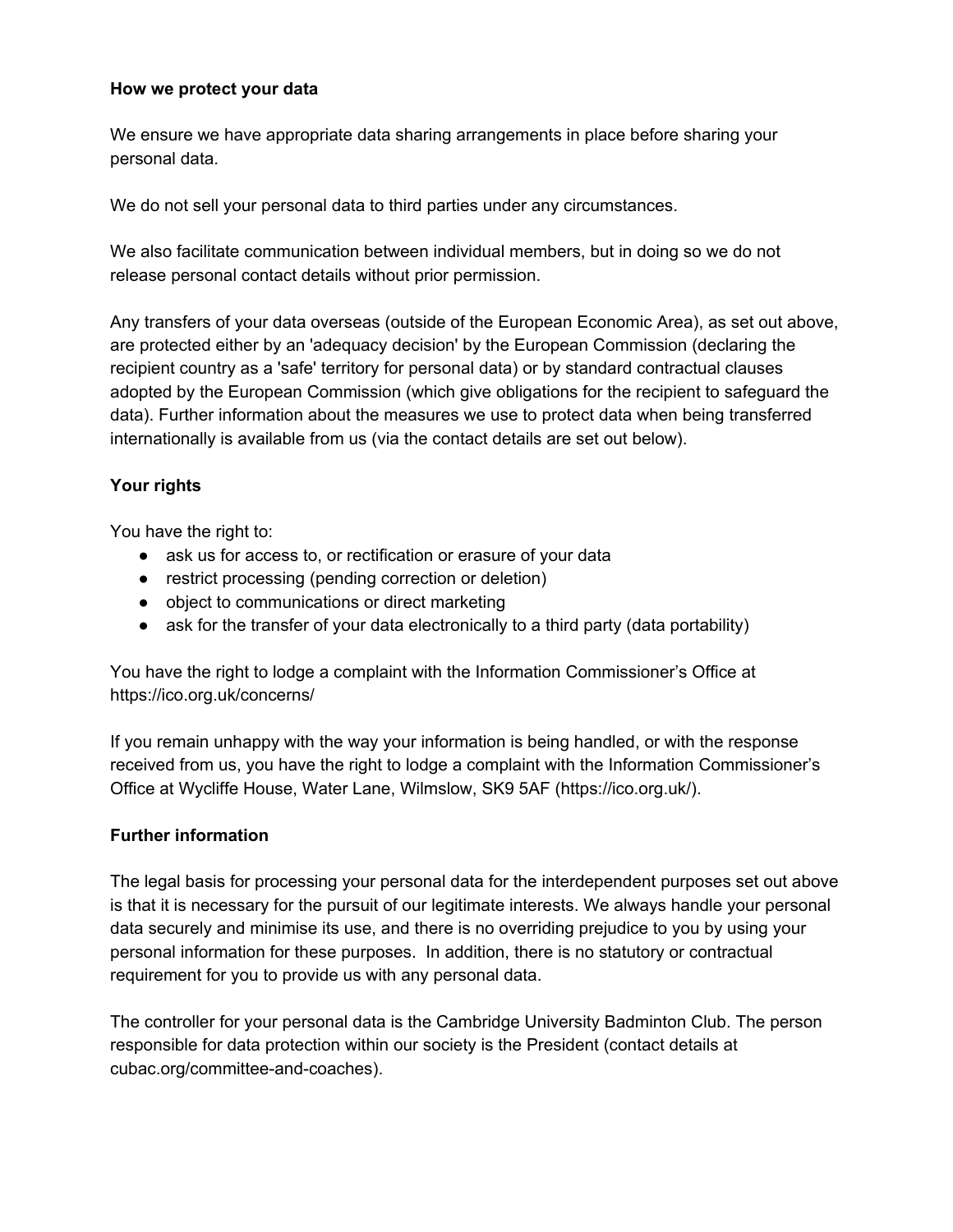**How we protect your data**

We ensure we have appropriate data sharing arrangements in place before sharing your personal data.

We do not sell your personal data to third parties under any circumstances.

We also facilitate communication between individual members, but in doing so we do not release personal contact details without prior permission.

Any transfers of your data overseas (outside of the European Economic Area), as set out above, are protected either by an 'adequacy decision' by the European Commission (declaring the recipient country as a 'safe' territory for personal data) or by standard contractual clauses adopted by the European Commission (which give obligations for the recipient to safeguard the data). Further information about the measures we use to protect data when being transferred internationally is available from us (via the contact details are set out below).

**Your rights**

You have the right to:

- ask us for access to, or rectification or erasure of your data
- restrict processing (pending correction or deletion)
- object to communications or direct marketing
- ask for the transfer of your data electronically to a third party (data portability)

You have the right to lodge a complaint with the Information Commissioner's Office at https://ico.org.uk/concerns/

If you remain unhappy with the way your information is being handled, or with the response received from us, you have the right to lodge a complaint with the Information Commissioner's Office at Wycliffe House, Water Lane, Wilmslow, SK9 5AF (https://ico.org.uk/).

**Further information**

The legal basis for processing your personal data for the interdependent purposes set out above is that it is necessary for the pursuit of our legitimate interests. We always handle your personal data securely and minimise its use, and there is no overriding prejudice to you by using your personal information for these purposes. In addition, there is no statutory or contractual requirement for you to provide us with any personal data.

The controller for your personal data is the Cambridge University Badminton Club. The person responsible for data protection within our society is the President (contact details at cubac.org/committee-and-coaches).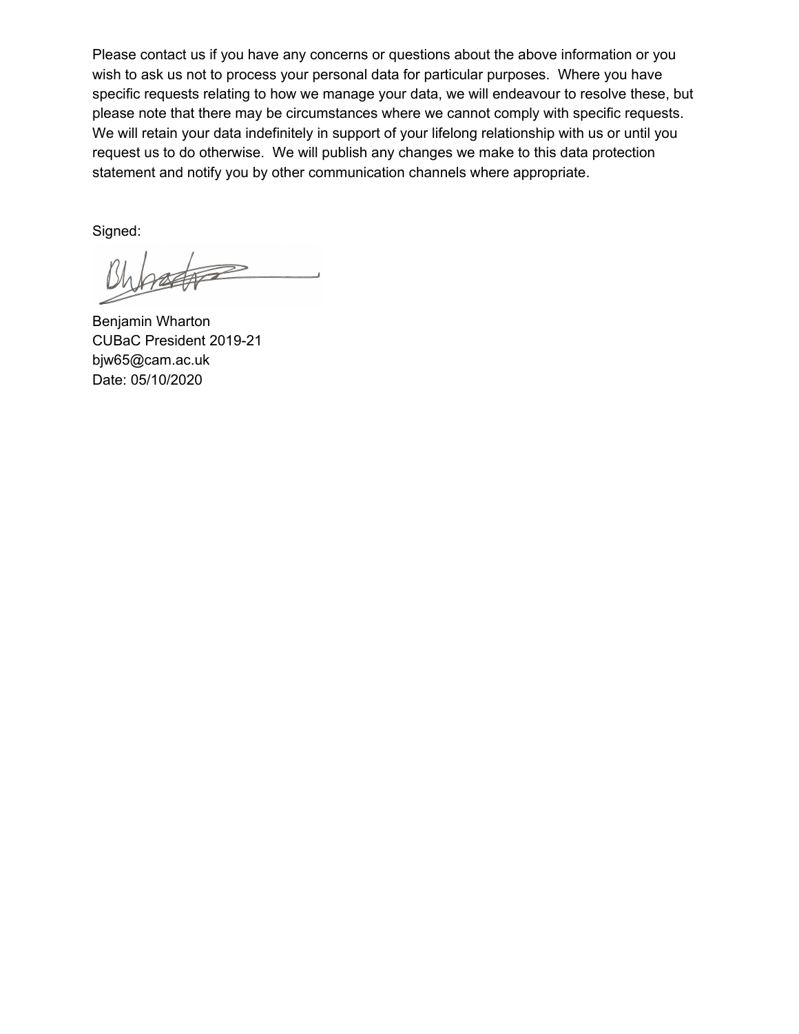Please contact us if you have any concerns or questions about the above information or you wish to ask us not to process your personal data for particular purposes. Where you have specific requests relating to how we manage your data, we will endeavour to resolve these, but please note that there may be circumstances where we cannot comply with specific requests. We will retain your data indefinitely in support of your lifelong relationship with us or until you request us to do otherwise. We will publish any changes we make to this data protection statement and notify you by other communication channels where appropriate.

Signed:

Benjamin Wharton
CUBaC President 2019-21
bjw65@cam.ac.uk
Date: 05/10/2020